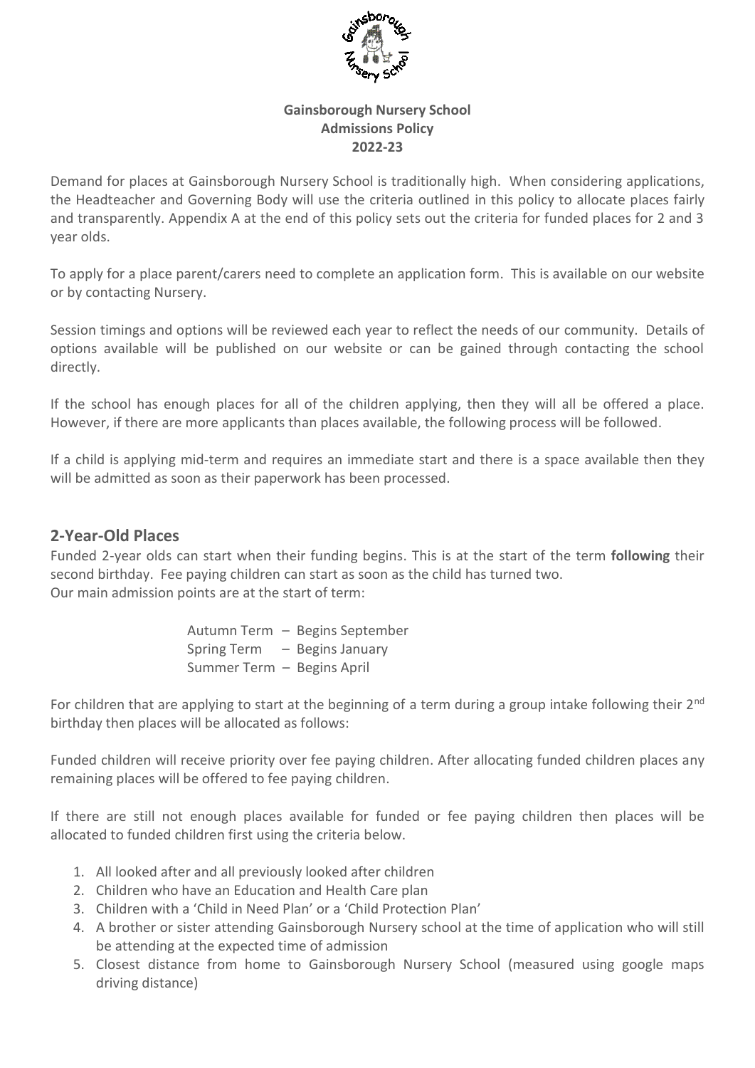**Gainsborough Nursery School**
**Admissions Policy**
**2022-23**

Demand for places at Gainsborough Nursery School is traditionally high. When considering applications, the Headteacher and Governing Body will use the criteria outlined in this policy to allocate places fairly and transparently. Appendix A at the end of this policy sets out the criteria for funded places for 2 and 3 year olds.

To apply for a place parent/carers need to complete an application form. This is available on our website or by contacting Nursery.

Session timings and options will be reviewed each year to reflect the needs of our community. Details of options available will be published on our website or can be gained through contacting the school directly.

If the school has enough places for all of the children applying, then they will all be offered a place. However, if there are more applicants than places available, the following process will be followed.

If a child is applying mid-term and requires an immediate start and there is a space available then they will be admitted as soon as their paperwork has been processed.

## 2-Year-Old Places

Funded 2-year olds can start when their funding begins. This is at the start of the term **following** their second birthday. Fee paying children can start as soon as the child has turned two.
Our main admission points are at the start of term:

Autumn Term – Begins September
Spring Term – Begins January
Summer Term – Begins April

For children that are applying to start at the beginning of a term during a group intake following their 2nd birthday then places will be allocated as follows:

Funded children will receive priority over fee paying children. After allocating funded children places any remaining places will be offered to fee paying children.

If there are still not enough places available for funded or fee paying children then places will be allocated to funded children first using the criteria below.

1. All looked after and all previously looked after children
2. Children who have an Education and Health Care plan
3. Children with a 'Child in Need Plan' or a 'Child Protection Plan'
4. A brother or sister attending Gainsborough Nursery school at the time of application who will still be attending at the expected time of admission
5. Closest distance from home to Gainsborough Nursery School (measured using google maps driving distance)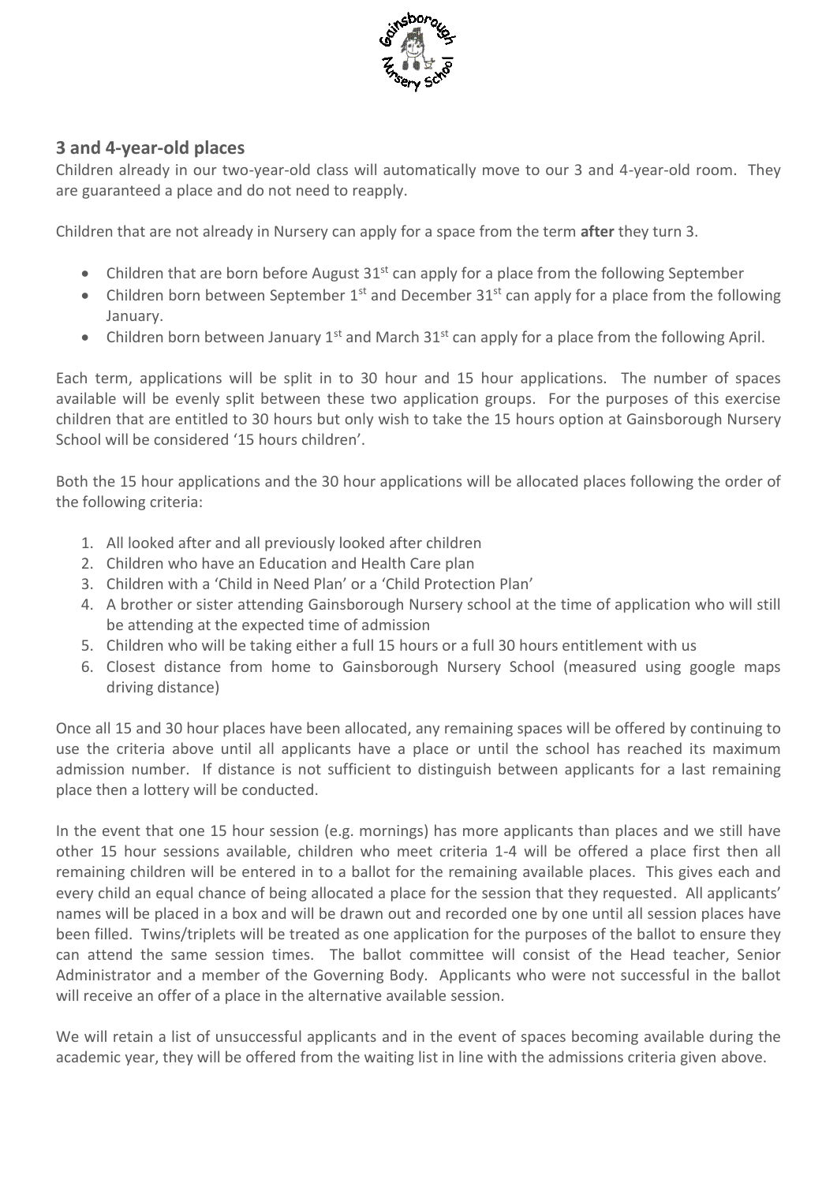## 3 and 4-year-old places

Children already in our two-year-old class will automatically move to our 3 and 4-year-old room. They are guaranteed a place and do not need to reapply.

Children that are not already in Nursery can apply for a space from the term **after** they turn 3.

- Children that are born before August 31st can apply for a place from the following September
- Children born between September 1st and December 31st can apply for a place from the following January.
- Children born between January 1st and March 31st can apply for a place from the following April.

Each term, applications will be split in to 30 hour and 15 hour applications. The number of spaces available will be evenly split between these two application groups. For the purposes of this exercise children that are entitled to 30 hours but only wish to take the 15 hours option at Gainsborough Nursery School will be considered '15 hours children'.

Both the 15 hour applications and the 30 hour applications will be allocated places following the order of the following criteria:

1. All looked after and all previously looked after children
2. Children who have an Education and Health Care plan
3. Children with a 'Child in Need Plan' or a 'Child Protection Plan'
4. A brother or sister attending Gainsborough Nursery school at the time of application who will still be attending at the expected time of admission
5. Children who will be taking either a full 15 hours or a full 30 hours entitlement with us
6. Closest distance from home to Gainsborough Nursery School (measured using google maps driving distance)

Once all 15 and 30 hour places have been allocated, any remaining spaces will be offered by continuing to use the criteria above until all applicants have a place or until the school has reached its maximum admission number. If distance is not sufficient to distinguish between applicants for a last remaining place then a lottery will be conducted.

In the event that one 15 hour session (e.g. mornings) has more applicants than places and we still have other 15 hour sessions available, children who meet criteria 1-4 will be offered a place first then all remaining children will be entered in to a ballot for the remaining available places. This gives each and every child an equal chance of being allocated a place for the session that they requested. All applicants' names will be placed in a box and will be drawn out and recorded one by one until all session places have been filled. Twins/triplets will be treated as one application for the purposes of the ballot to ensure they can attend the same session times. The ballot committee will consist of the Head teacher, Senior Administrator and a member of the Governing Body. Applicants who were not successful in the ballot will receive an offer of a place in the alternative available session.

We will retain a list of unsuccessful applicants and in the event of spaces becoming available during the academic year, they will be offered from the waiting list in line with the admissions criteria given above.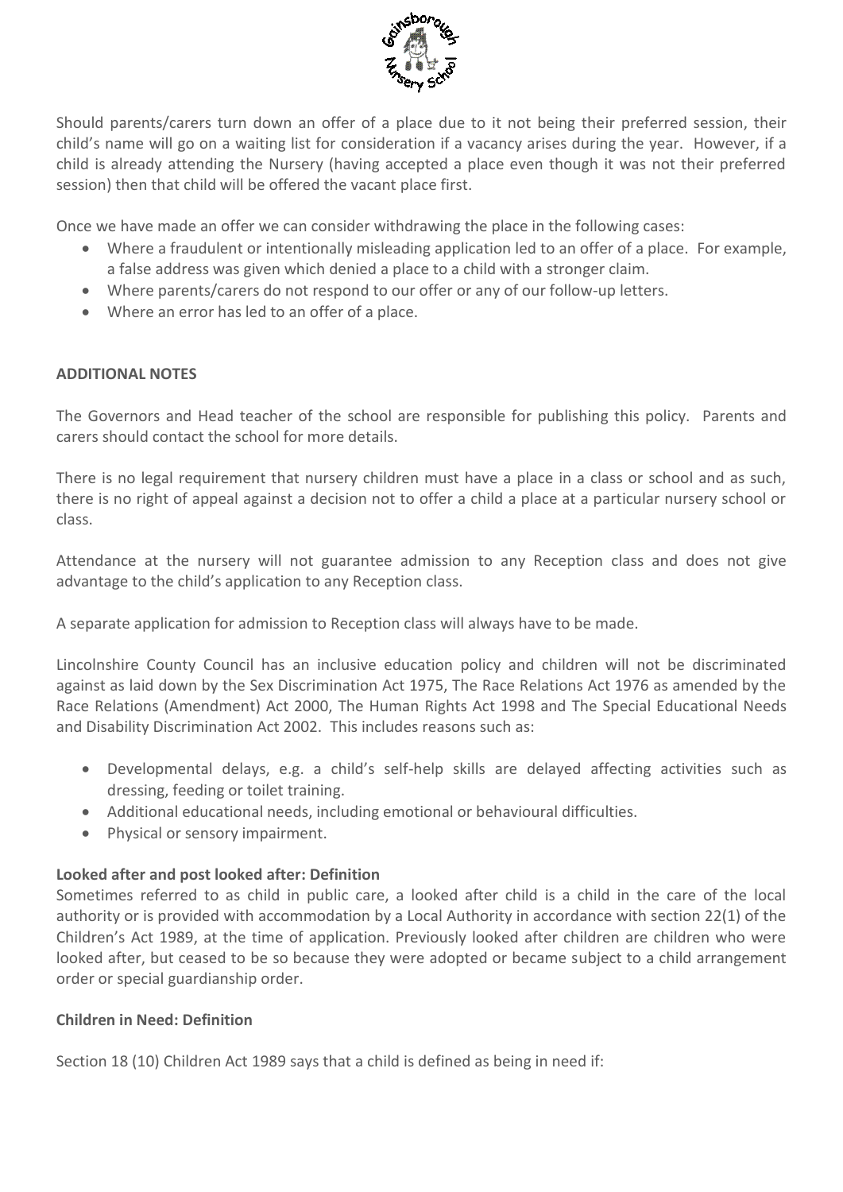Should parents/carers turn down an offer of a place due to it not being their preferred session, their child's name will go on a waiting list for consideration if a vacancy arises during the year. However, if a child is already attending the Nursery (having accepted a place even though it was not their preferred session) then that child will be offered the vacant place first.

Once we have made an offer we can consider withdrawing the place in the following cases:

- Where a fraudulent or intentionally misleading application led to an offer of a place. For example, a false address was given which denied a place to a child with a stronger claim.
- Where parents/carers do not respond to our offer or any of our follow-up letters.
- Where an error has led to an offer of a place.

**ADDITIONAL NOTES**

The Governors and Head teacher of the school are responsible for publishing this policy. Parents and carers should contact the school for more details.

There is no legal requirement that nursery children must have a place in a class or school and as such, there is no right of appeal against a decision not to offer a child a place at a particular nursery school or class.

Attendance at the nursery will not guarantee admission to any Reception class and does not give advantage to the child's application to any Reception class.

A separate application for admission to Reception class will always have to be made.

Lincolnshire County Council has an inclusive education policy and children will not be discriminated against as laid down by the Sex Discrimination Act 1975, The Race Relations Act 1976 as amended by the Race Relations (Amendment) Act 2000, The Human Rights Act 1998 and The Special Educational Needs and Disability Discrimination Act 2002. This includes reasons such as:

- Developmental delays, e.g. a child's self-help skills are delayed affecting activities such as dressing, feeding or toilet training.
- Additional educational needs, including emotional or behavioural difficulties.
- Physical or sensory impairment.

**Looked after and post looked after: Definition**

Sometimes referred to as child in public care, a looked after child is a child in the care of the local authority or is provided with accommodation by a Local Authority in accordance with section 22(1) of the Children's Act 1989, at the time of application. Previously looked after children are children who were looked after, but ceased to be so because they were adopted or became subject to a child arrangement order or special guardianship order.

**Children in Need: Definition**

Section 18 (10) Children Act 1989 says that a child is defined as being in need if: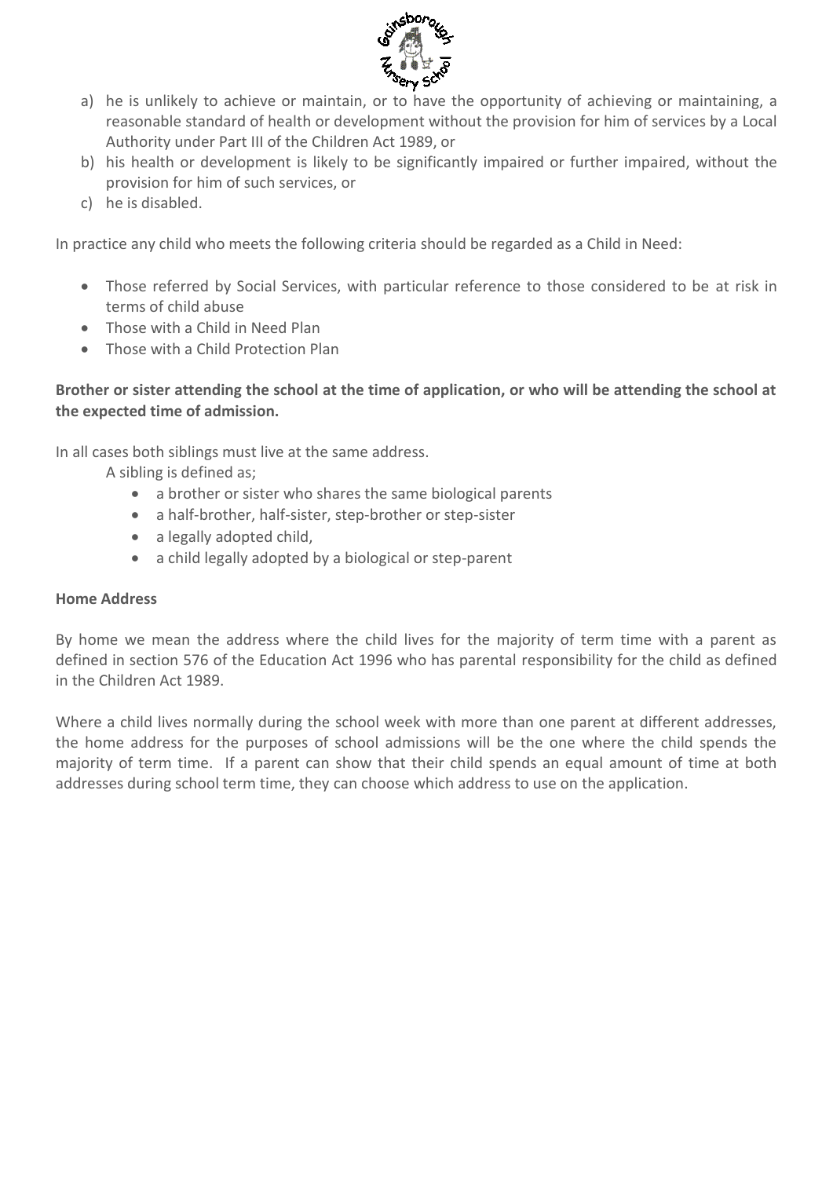a) he is unlikely to achieve or maintain, or to have the opportunity of achieving or maintaining, a reasonable standard of health or development without the provision for him of services by a Local Authority under Part III of the Children Act 1989, or
b) his health or development is likely to be significantly impaired or further impaired, without the provision for him of such services, or
c) he is disabled.

In practice any child who meets the following criteria should be regarded as a Child in Need:

- Those referred by Social Services, with particular reference to those considered to be at risk in terms of child abuse
- Those with a Child in Need Plan
- Those with a Child Protection Plan

**Brother or sister attending the school at the time of application, or who will be attending the school at the expected time of admission.**

In all cases both siblings must live at the same address.

A sibling is defined as;

- a brother or sister who shares the same biological parents
- a half-brother, half-sister, step-brother or step-sister
- a legally adopted child,
- a child legally adopted by a biological or step-parent

**Home Address**

By home we mean the address where the child lives for the majority of term time with a parent as defined in section 576 of the Education Act 1996 who has parental responsibility for the child as defined in the Children Act 1989.

Where a child lives normally during the school week with more than one parent at different addresses, the home address for the purposes of school admissions will be the one where the child spends the majority of term time. If a parent can show that their child spends an equal amount of time at both addresses during school term time, they can choose which address to use on the application.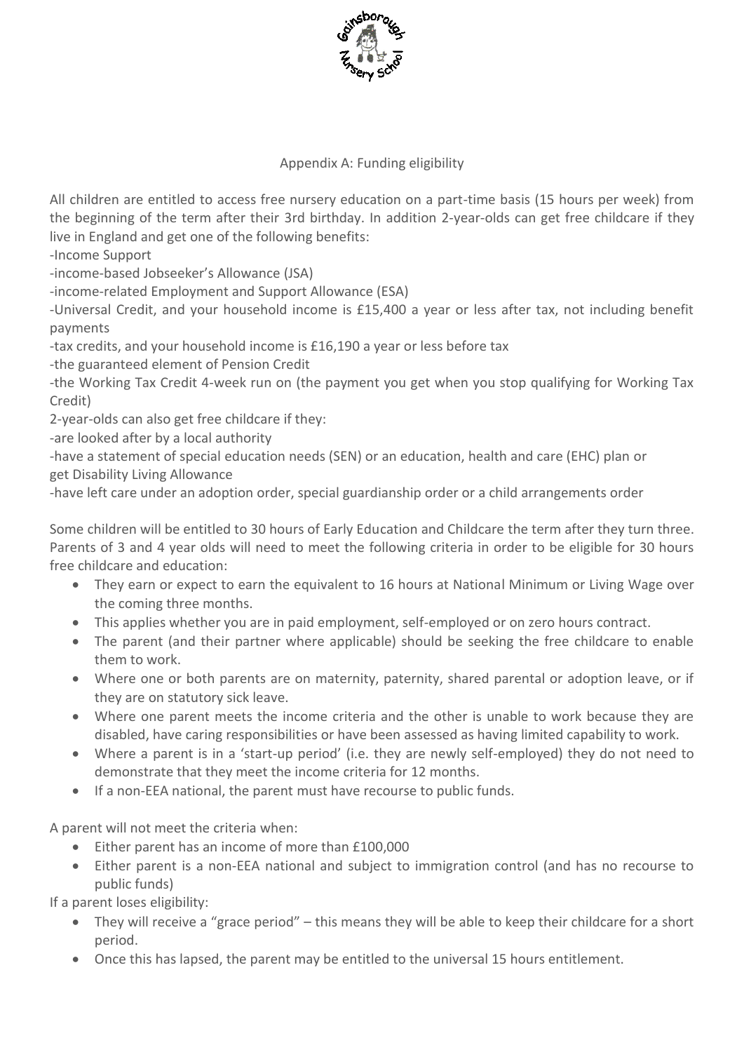## Appendix A: Funding eligibility

All children are entitled to access free nursery education on a part-time basis (15 hours per week) from the beginning of the term after their 3rd birthday. In addition 2-year-olds can get free childcare if they live in England and get one of the following benefits:

-Income Support  
-income-based Jobseeker's Allowance (JSA)  
-income-related Employment and Support Allowance (ESA)  
-Universal Credit, and your household income is £15,400 a year or less after tax, not including benefit payments  
-tax credits, and your household income is £16,190 a year or less before tax  
-the guaranteed element of Pension Credit  
-the Working Tax Credit 4-week run on (the payment you get when you stop qualifying for Working Tax Credit)

2-year-olds can also get free childcare if they:

-are looked after by a local authority  
-have a statement of special education needs (SEN) or an education, health and care (EHC) plan or get Disability Living Allowance  
-have left care under an adoption order, special guardianship order or a child arrangements order

Some children will be entitled to 30 hours of Early Education and Childcare the term after they turn three. Parents of 3 and 4 year olds will need to meet the following criteria in order to be eligible for 30 hours free childcare and education:

- They earn or expect to earn the equivalent to 16 hours at National Minimum or Living Wage over the coming three months.
- This applies whether you are in paid employment, self-employed or on zero hours contract.
- The parent (and their partner where applicable) should be seeking the free childcare to enable them to work.
- Where one or both parents are on maternity, paternity, shared parental or adoption leave, or if they are on statutory sick leave.
- Where one parent meets the income criteria and the other is unable to work because they are disabled, have caring responsibilities or have been assessed as having limited capability to work.
- Where a parent is in a 'start-up period' (i.e. they are newly self-employed) they do not need to demonstrate that they meet the income criteria for 12 months.
- If a non-EEA national, the parent must have recourse to public funds.

A parent will not meet the criteria when:

- Either parent has an income of more than £100,000
- Either parent is a non-EEA national and subject to immigration control (and has no recourse to public funds)

If a parent loses eligibility:

- They will receive a "grace period" – this means they will be able to keep their childcare for a short period.
- Once this has lapsed, the parent may be entitled to the universal 15 hours entitlement.